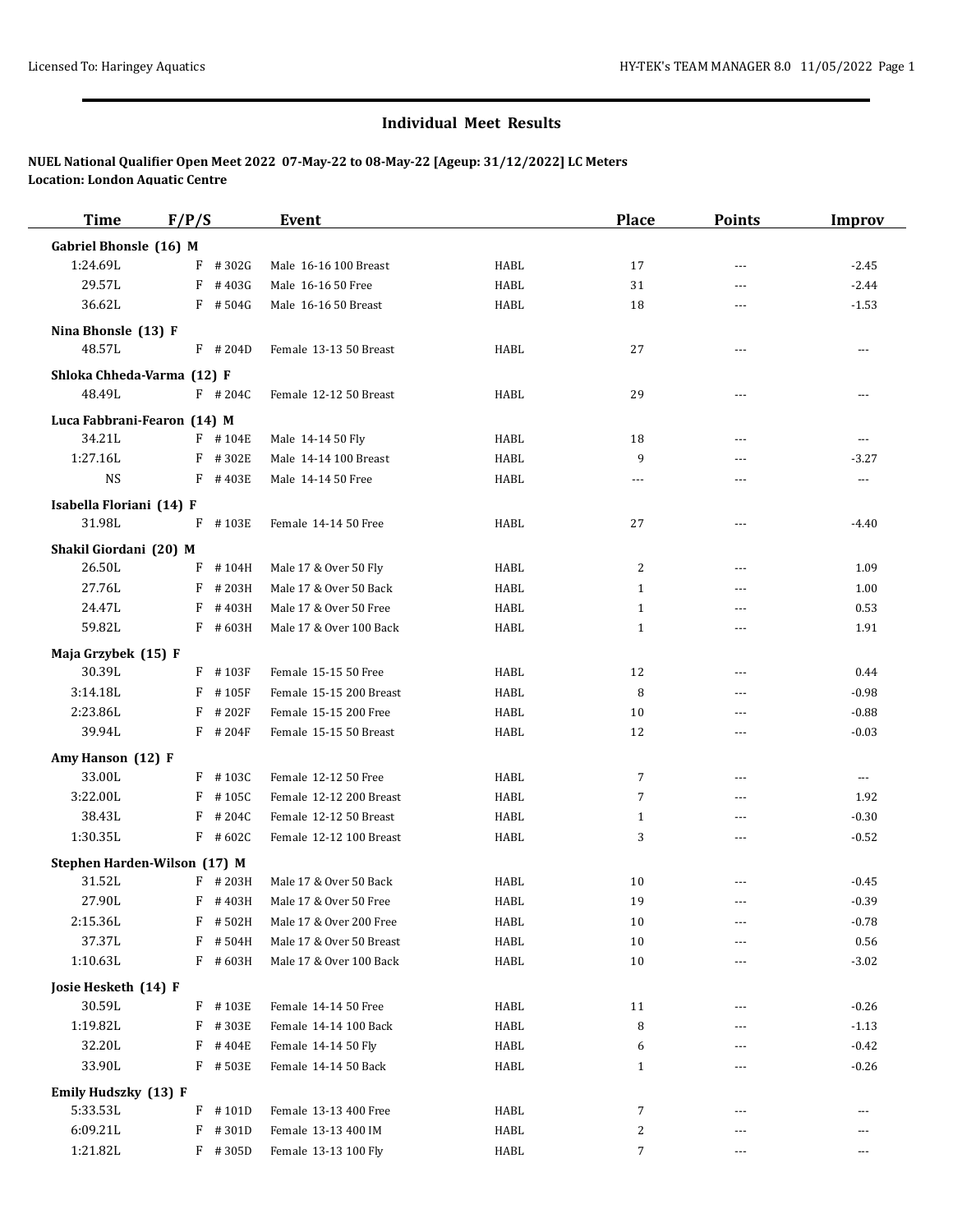## Individual Meet Results

**NUEL National Qualifier Open Meet 2022 07-May-22 to 08-May-22 [Ageup: 31/12/2022] LC Meters**
**Location: London Aquatic Centre**

| Time | F/P/S | | Event | | Place | Points | Improv |
|---|---|---|---|---|---|---|---|
| **Gabriel Bhonsle (16) M** | | | | | | | |
| 1:24.69L | F | # 302G | Male 16-16 100 Breast | HABL | 17 | --- | -2.45 |
| 29.57L | F | # 403G | Male 16-16 50 Free | HABL | 31 | --- | -2.44 |
| 36.62L | F | # 504G | Male 16-16 50 Breast | HABL | 18 | --- | -1.53 |
| **Nina Bhonsle (13) F** | | | | | | | |
| 48.57L | F | # 204D | Female 13-13 50 Breast | HABL | 27 | --- | --- |
| **Shloka Chheda-Varma (12) F** | | | | | | | |
| 48.49L | F | # 204C | Female 12-12 50 Breast | HABL | 29 | --- | --- |
| **Luca Fabbrani-Fearon (14) M** | | | | | | | |
| 34.21L | F | # 104E | Male 14-14 50 Fly | HABL | 18 | --- | --- |
| 1:27.16L | F | # 302E | Male 14-14 100 Breast | HABL | 9 | --- | -3.27 |
| NS | F | # 403E | Male 14-14 50 Free | HABL | --- | --- | --- |
| **Isabella Floriani (14) F** | | | | | | | |
| 31.98L | F | # 103E | Female 14-14 50 Free | HABL | 27 | --- | -4.40 |
| **Shakil Giordani (20) M** | | | | | | | |
| 26.50L | F | # 104H | Male 17 & Over 50 Fly | HABL | 2 | --- | 1.09 |
| 27.76L | F | # 203H | Male 17 & Over 50 Back | HABL | 1 | --- | 1.00 |
| 24.47L | F | # 403H | Male 17 & Over 50 Free | HABL | 1 | --- | 0.53 |
| 59.82L | F | # 603H | Male 17 & Over 100 Back | HABL | 1 | --- | 1.91 |
| **Maja Grzybek (15) F** | | | | | | | |
| 30.39L | F | # 103F | Female 15-15 50 Free | HABL | 12 | --- | 0.44 |
| 3:14.18L | F | # 105F | Female 15-15 200 Breast | HABL | 8 | --- | -0.98 |
| 2:23.86L | F | # 202F | Female 15-15 200 Free | HABL | 10 | --- | -0.88 |
| 39.94L | F | # 204F | Female 15-15 50 Breast | HABL | 12 | --- | -0.03 |
| **Amy Hanson (12) F** | | | | | | | |
| 33.00L | F | # 103C | Female 12-12 50 Free | HABL | 7 | --- | --- |
| 3:22.00L | F | # 105C | Female 12-12 200 Breast | HABL | 7 | --- | 1.92 |
| 38.43L | F | # 204C | Female 12-12 50 Breast | HABL | 1 | --- | -0.30 |
| 1:30.35L | F | # 602C | Female 12-12 100 Breast | HABL | 3 | --- | -0.52 |
| **Stephen Harden-Wilson (17) M** | | | | | | | |
| 31.52L | F | # 203H | Male 17 & Over 50 Back | HABL | 10 | --- | -0.45 |
| 27.90L | F | # 403H | Male 17 & Over 50 Free | HABL | 19 | --- | -0.39 |
| 2:15.36L | F | # 502H | Male 17 & Over 200 Free | HABL | 10 | --- | -0.78 |
| 37.37L | F | # 504H | Male 17 & Over 50 Breast | HABL | 10 | --- | 0.56 |
| 1:10.63L | F | # 603H | Male 17 & Over 100 Back | HABL | 10 | --- | -3.02 |
| **Josie Hesketh (14) F** | | | | | | | |
| 30.59L | F | # 103E | Female 14-14 50 Free | HABL | 11 | --- | -0.26 |
| 1:19.82L | F | # 303E | Female 14-14 100 Back | HABL | 8 | --- | -1.13 |
| 32.20L | F | # 404E | Female 14-14 50 Fly | HABL | 6 | --- | -0.42 |
| 33.90L | F | # 503E | Female 14-14 50 Back | HABL | 1 | --- | -0.26 |
| **Emily Hudszky (13) F** | | | | | | | |
| 5:33.53L | F | # 101D | Female 13-13 400 Free | HABL | 7 | --- | --- |
| 6:09.21L | F | # 301D | Female 13-13 400 IM | HABL | 2 | --- | --- |
| 1:21.82L | F | # 305D | Female 13-13 100 Fly | HABL | 7 | --- | --- |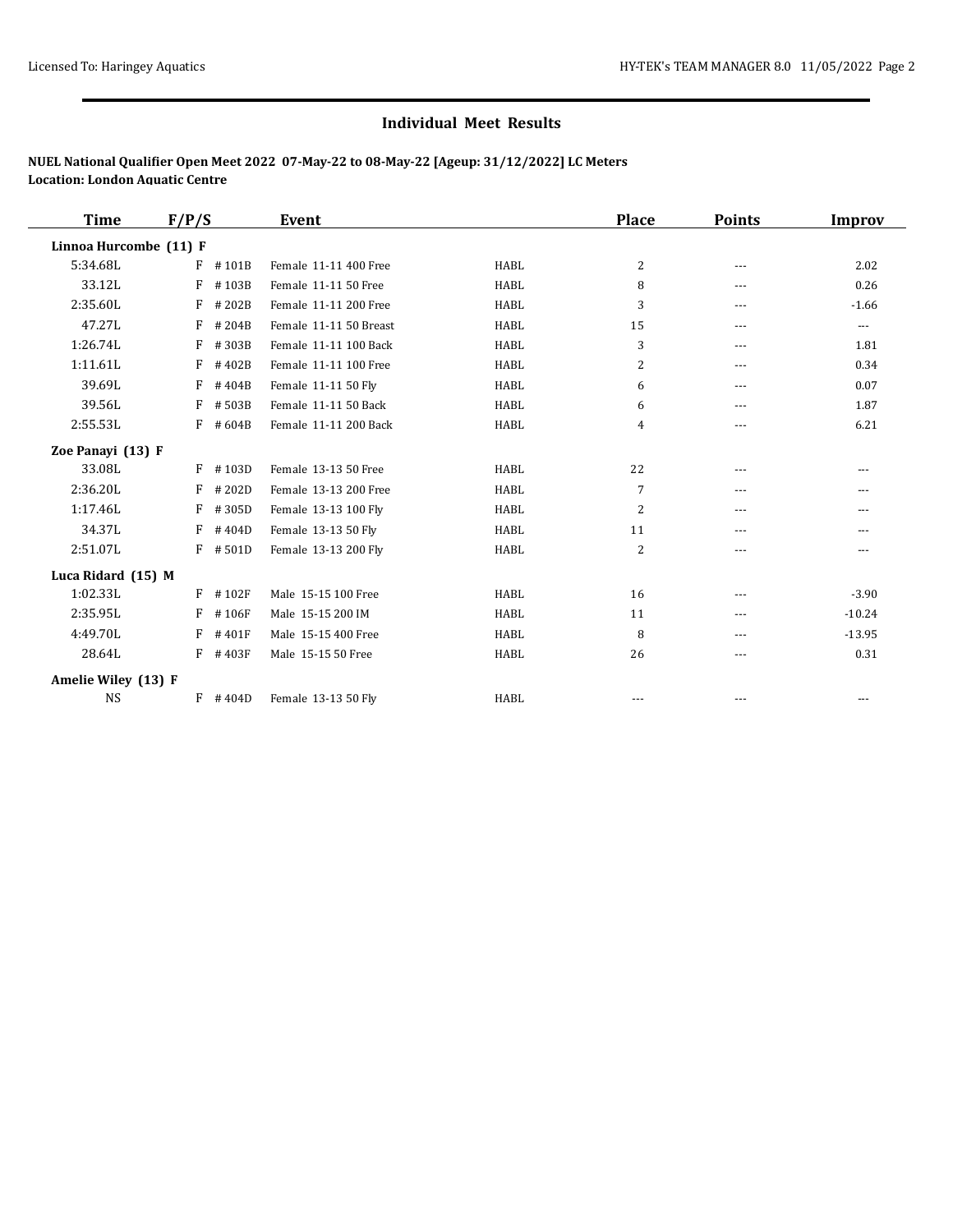## Individual Meet Results

**NUEL National Qualifier Open Meet 2022 07-May-22 to 08-May-22 [Ageup: 31/12/2022] LC Meters**
**Location: London Aquatic Centre**

| Time | F/P/S | | Event | | Place | Points | Improv |
|---|---|---|---|---|---|---|---|
| **Linnoa Hurcombe (11) F** | | | | | | | |
| 5:34.68L | F | # 101B | Female 11-11 400 Free | HABL | 2 | --- | 2.02 |
| 33.12L | F | # 103B | Female 11-11 50 Free | HABL | 8 | --- | 0.26 |
| 2:35.60L | F | # 202B | Female 11-11 200 Free | HABL | 3 | --- | -1.66 |
| 47.27L | F | # 204B | Female 11-11 50 Breast | HABL | 15 | --- | --- |
| 1:26.74L | F | # 303B | Female 11-11 100 Back | HABL | 3 | --- | 1.81 |
| 1:11.61L | F | # 402B | Female 11-11 100 Free | HABL | 2 | --- | 0.34 |
| 39.69L | F | # 404B | Female 11-11 50 Fly | HABL | 6 | --- | 0.07 |
| 39.56L | F | # 503B | Female 11-11 50 Back | HABL | 6 | --- | 1.87 |
| 2:55.53L | F | # 604B | Female 11-11 200 Back | HABL | 4 | --- | 6.21 |
| **Zoe Panayi (13) F** | | | | | | | |
| 33.08L | F | # 103D | Female 13-13 50 Free | HABL | 22 | --- | --- |
| 2:36.20L | F | # 202D | Female 13-13 200 Free | HABL | 7 | --- | --- |
| 1:17.46L | F | # 305D | Female 13-13 100 Fly | HABL | 2 | --- | --- |
| 34.37L | F | # 404D | Female 13-13 50 Fly | HABL | 11 | --- | --- |
| 2:51.07L | F | # 501D | Female 13-13 200 Fly | HABL | 2 | --- | --- |
| **Luca Ridard (15) M** | | | | | | | |
| 1:02.33L | F | # 102F | Male 15-15 100 Free | HABL | 16 | --- | -3.90 |
| 2:35.95L | F | # 106F | Male 15-15 200 IM | HABL | 11 | --- | -10.24 |
| 4:49.70L | F | # 401F | Male 15-15 400 Free | HABL | 8 | --- | -13.95 |
| 28.64L | F | # 403F | Male 15-15 50 Free | HABL | 26 | --- | 0.31 |
| **Amelie Wiley (13) F** | | | | | | | |
| NS | F | # 404D | Female 13-13 50 Fly | HABL | --- | --- | --- |